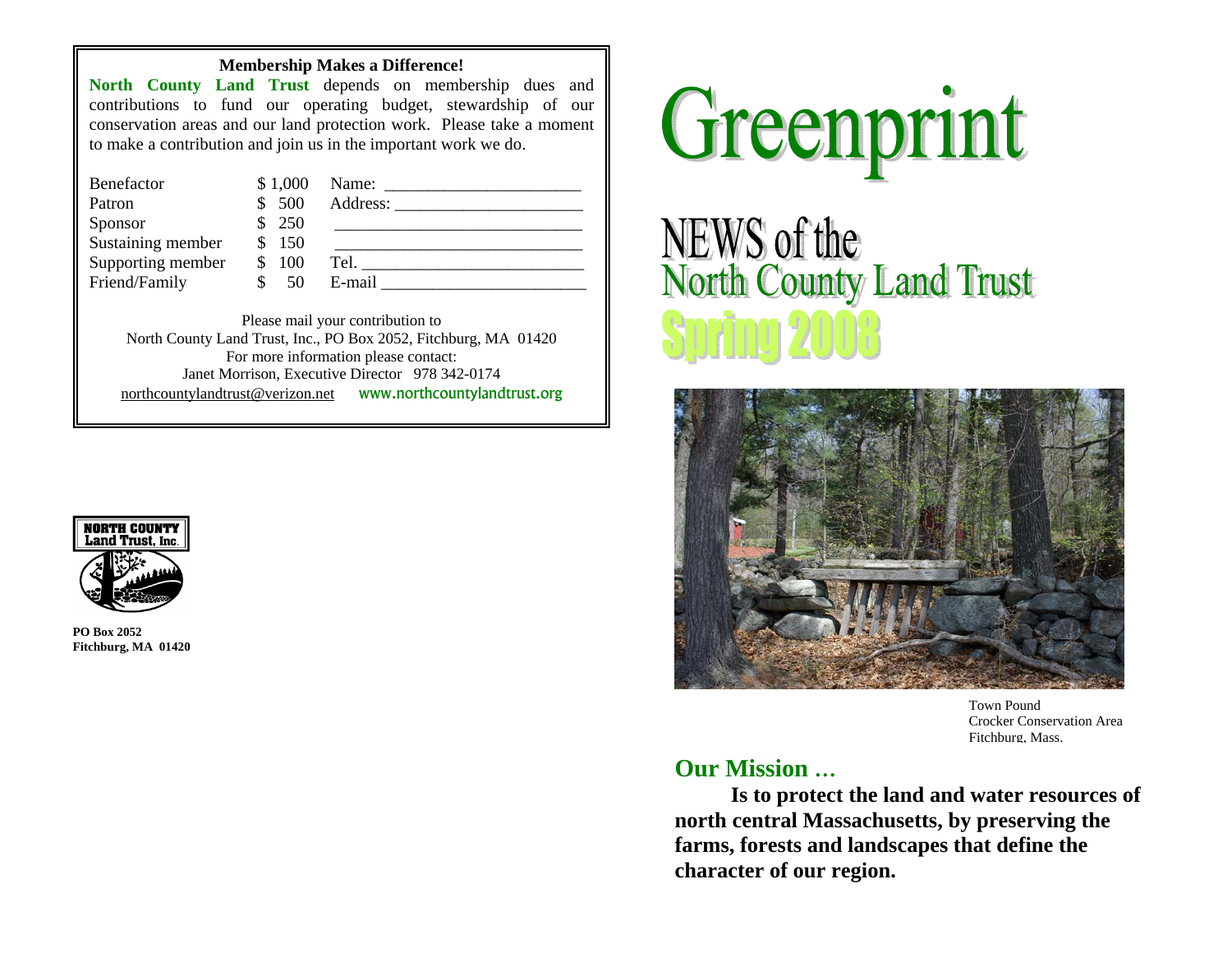**Membership Makes a Difference!**

**North County Land Trust** depends on membership dues and contributions to fund our operating budget, stewardship of our conservation areas and our land protection work. Please take a moment to make a contribution and join us in the important work we do.

| | | |
|---|---|---|
| Benefactor | $ 1,000 | Name: ______________________ |
| Patron | $ 500 | Address: _____________________ |
| Sponsor | $ 250 | ____________________________ |
| Sustaining member | $ 150 | ____________________________ |
| Supporting member | $ 100 | Tel. __________________________ |
| Friend/Family | $ 50 | E-mail ________________________ |

Please mail your contribution to
North County Land Trust, Inc., PO Box 2052, Fitchburg, MA 01420
For more information please contact:
Janet Morrison, Executive Director 978 342-0174
northcountylandtrust@verizon.net www.northcountylandtrust.org

NORTH COUNTY Land Trust, Inc.

**PO Box 2052**
**Fitchburg, MA 01420**

# Greenprint

## NEWS of the North County Land Trust

## Spring 2008

Town Pound
Crocker Conservation Area
Fitchburg, Mass.

## Our Mission …

**Is to protect the land and water resources of north central Massachusetts, by preserving the farms, forests and landscapes that define the character of our region.**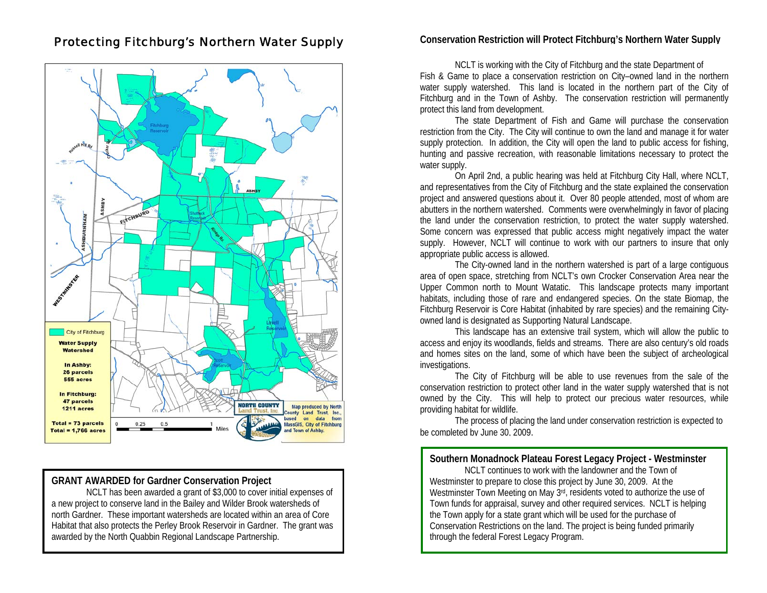# Protecting Fitchburg's Northern Water Supply

Fitchburg Reservoir
Russell Hill Rd
Crocker Rd
ASHBY
FITCHBURG
ASHBURNHAM
WESTMINSTER
Shattuck Reservoir
Ridge Rd
Lovell Reservoir
Scott Reservoir

City of Fitchburg

**Water Supply Watershed**

**In Ashby:**
**26 parcels**
**555 acres**

**In Fitchburg:**
**47 parcels**
**1211 acres**

**Total = 73 parcels**
**Total = 1,766 acres**

0 0.25 0.5 1 Miles

NORTH COUNTY Land Trust, Inc.

Map produced by North County Land Trust, Inc., based on data from MassGIS, City of Fitchburg and Town of Ashby.

## GRANT AWARDED for Gardner Conservation Project

NCLT has been awarded a grant of $3,000 to cover initial expenses of a new project to conserve land in the Bailey and Wilder Brook watersheds of north Gardner. These important watersheds are located within an area of Core Habitat that also protects the Perley Brook Reservoir in Gardner. The grant was awarded by the North Quabbin Regional Landscape Partnership.

## Conservation Restriction will Protect Fitchburg's Northern Water Supply

NCLT is working with the City of Fitchburg and the state Department of Fish & Game to place a conservation restriction on City–owned land in the northern water supply watershed. This land is located in the northern part of the City of Fitchburg and in the Town of Ashby. The conservation restriction will permanently protect this land from development.

The state Department of Fish and Game will purchase the conservation restriction from the City. The City will continue to own the land and manage it for water supply protection. In addition, the City will open the land to public access for fishing, hunting and passive recreation, with reasonable limitations necessary to protect the water supply.

On April 2nd, a public hearing was held at Fitchburg City Hall, where NCLT, and representatives from the City of Fitchburg and the state explained the conservation project and answered questions about it. Over 80 people attended, most of whom are abutters in the northern watershed. Comments were overwhelmingly in favor of placing the land under the conservation restriction, to protect the water supply watershed. Some concern was expressed that public access might negatively impact the water supply. However, NCLT will continue to work with our partners to insure that only appropriate public access is allowed.

The City-owned land in the northern watershed is part of a large contiguous area of open space, stretching from NCLT's own Crocker Conservation Area near the Upper Common north to Mount Watatic. This landscape protects many important habitats, including those of rare and endangered species. On the state Biomap, the Fitchburg Reservoir is Core Habitat (inhabited by rare species) and the remaining City-owned land is designated as Supporting Natural Landscape.

This landscape has an extensive trail system, which will allow the public to access and enjoy its woodlands, fields and streams. There are also century's old roads and homes sites on the land, some of which have been the subject of archeological investigations.

The City of Fitchburg will be able to use revenues from the sale of the conservation restriction to protect other land in the water supply watershed that is not owned by the City. This will help to protect our precious water resources, while providing habitat for wildlife.

The process of placing the land under conservation restriction is expected to be completed by June 30, 2009.

## Southern Monadnock Plateau Forest Legacy Project - Westminster

NCLT continues to work with the landowner and the Town of Westminster to prepare to close this project by June 30, 2009. At the Westminster Town Meeting on May 3rd, residents voted to authorize the use of Town funds for appraisal, survey and other required services. NCLT is helping the Town apply for a state grant which will be used for the purchase of Conservation Restrictions on the land. The project is being funded primarily through the federal Forest Legacy Program.